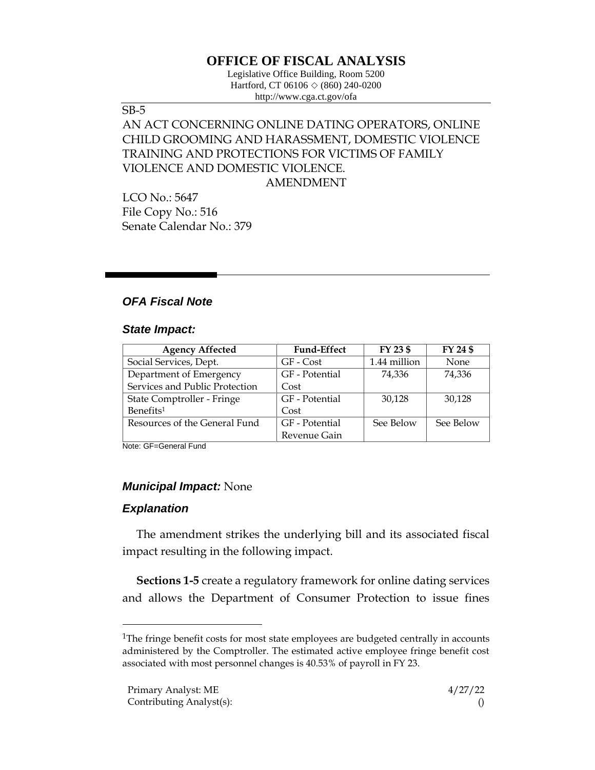# OFFICE OF FISCAL ANALYSIS

Legislative Office Building, Room 5200
Hartford, CT 06106 ◇ (860) 240-0200
http://www.cga.ct.gov/ofa

SB-5

AN ACT CONCERNING ONLINE DATING OPERATORS, ONLINE CHILD GROOMING AND HARASSMENT, DOMESTIC VIOLENCE TRAINING AND PROTECTIONS FOR VICTIMS OF FAMILY VIOLENCE AND DOMESTIC VIOLENCE.

AMENDMENT

LCO No.: 5647
File Copy No.: 516
Senate Calendar No.: 379

## *OFA Fiscal Note*

### *State Impact:*

| Agency Affected | Fund-Effect | FY 23 $ | FY 24 $ |
|---|---|---|---|
| Social Services, Dept. | GF - Cost | 1.44 million | None |
| Department of Emergency Services and Public Protection | GF - Potential Cost | 74,336 | 74,336 |
| State Comptroller - Fringe Benefits[1] | GF - Potential Cost | 30,128 | 30,128 |
| Resources of the General Fund | GF - Potential Revenue Gain | See Below | See Below |

Note: GF=General Fund

### *Municipal Impact:* None

### *Explanation*

The amendment strikes the underlying bill and its associated fiscal impact resulting in the following impact.

**Sections 1-5** create a regulatory framework for online dating services and allows the Department of Consumer Protection to issue fines

[1]The fringe benefit costs for most state employees are budgeted centrally in accounts administered by the Comptroller. The estimated active employee fringe benefit cost associated with most personnel changes is 40.53% of payroll in FY 23.

Primary Analyst: ME
Contributing Analyst(s):

4/27/22
()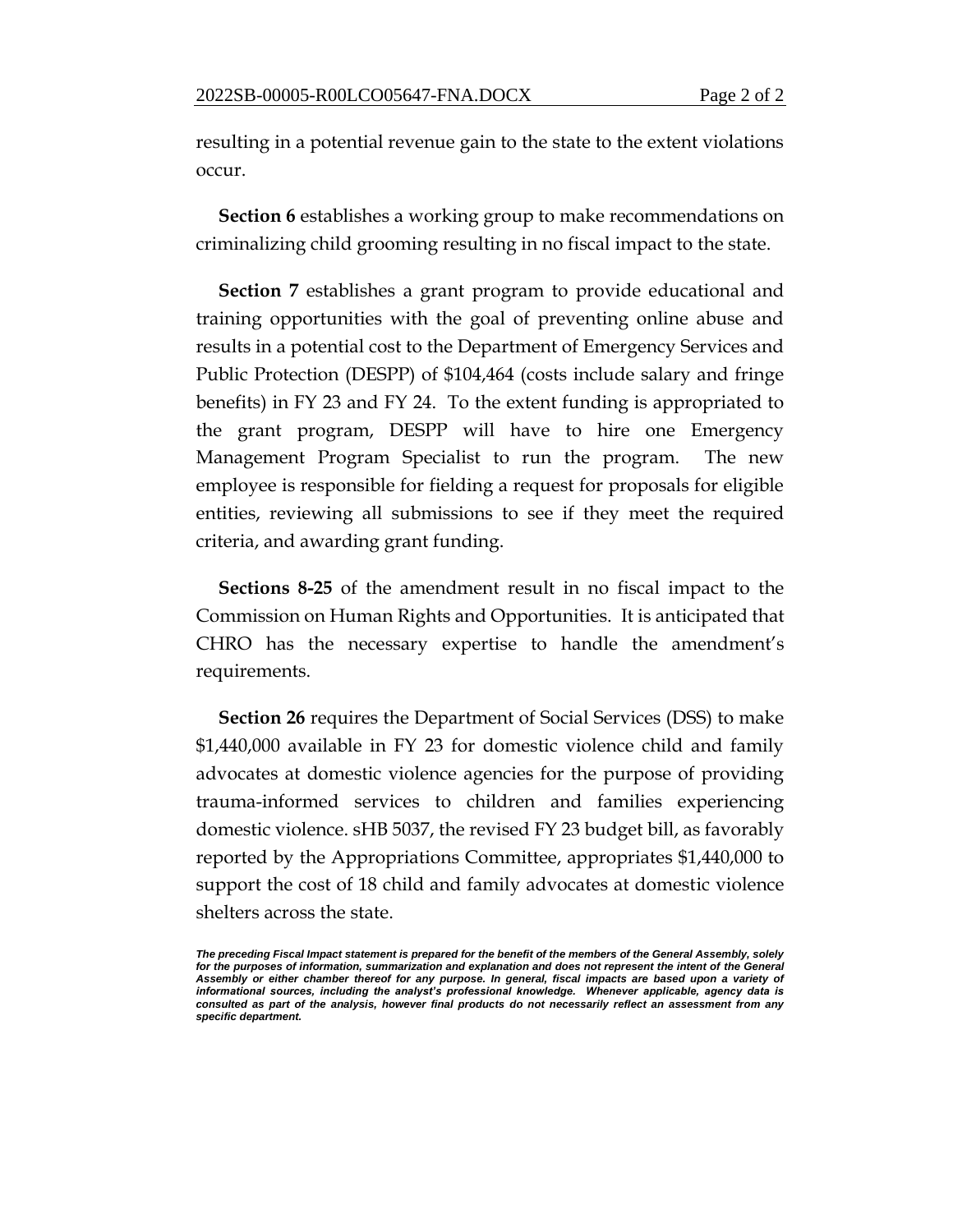resulting in a potential revenue gain to the state to the extent violations occur.

**Section 6** establishes a working group to make recommendations on criminalizing child grooming resulting in no fiscal impact to the state.

**Section 7** establishes a grant program to provide educational and training opportunities with the goal of preventing online abuse and results in a potential cost to the Department of Emergency Services and Public Protection (DESPP) of $104,464 (costs include salary and fringe benefits) in FY 23 and FY 24. To the extent funding is appropriated to the grant program, DESPP will have to hire one Emergency Management Program Specialist to run the program. The new employee is responsible for fielding a request for proposals for eligible entities, reviewing all submissions to see if they meet the required criteria, and awarding grant funding.

**Sections 8-25** of the amendment result in no fiscal impact to the Commission on Human Rights and Opportunities. It is anticipated that CHRO has the necessary expertise to handle the amendment's requirements.

**Section 26** requires the Department of Social Services (DSS) to make $1,440,000 available in FY 23 for domestic violence child and family advocates at domestic violence agencies for the purpose of providing trauma-informed services to children and families experiencing domestic violence. sHB 5037, the revised FY 23 budget bill, as favorably reported by the Appropriations Committee, appropriates $1,440,000 to support the cost of 18 child and family advocates at domestic violence shelters across the state.

***The preceding Fiscal Impact statement is prepared for the benefit of the members of the General Assembly, solely for the purposes of information, summarization and explanation and does not represent the intent of the General Assembly or either chamber thereof for any purpose. In general, fiscal impacts are based upon a variety of informational sources, including the analyst's professional knowledge. Whenever applicable, agency data is consulted as part of the analysis, however final products do not necessarily reflect an assessment from any specific department.***